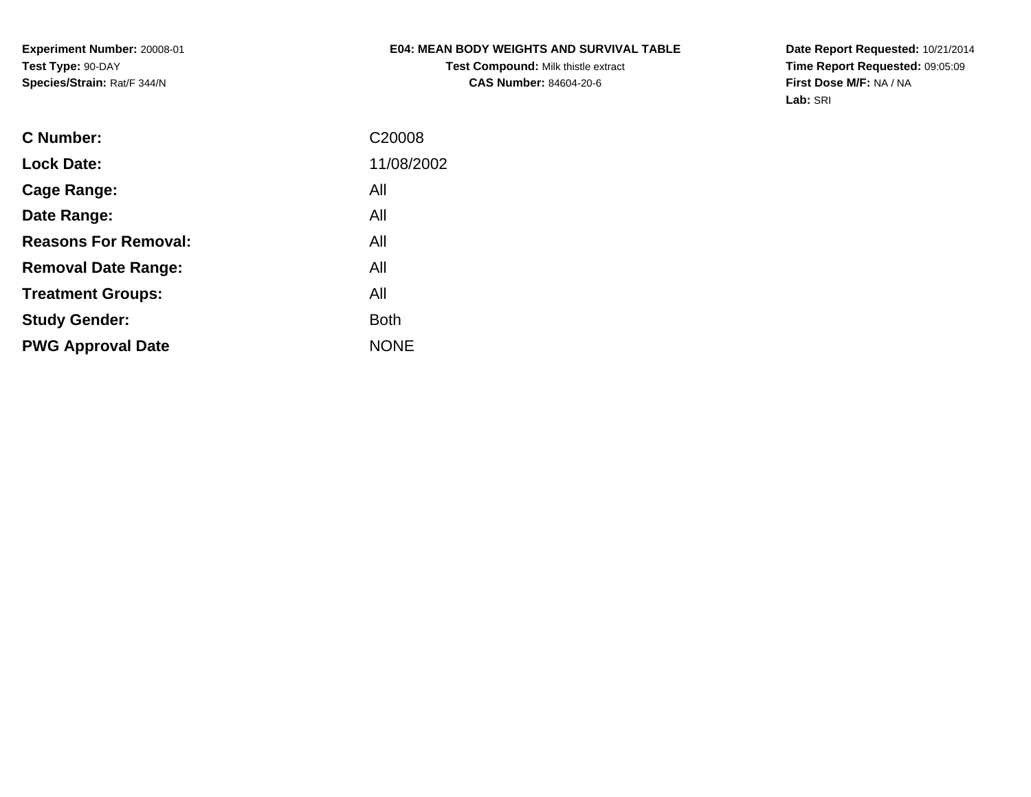**Experiment Number:** 20008-01
**Test Type:** 90-DAY
**Species/Strain:** Rat/F 344/N

**E04: MEAN BODY WEIGHTS AND SURVIVAL TABLE**
**Test Compound:** Milk thistle extract
**CAS Number:** 84604-20-6

**Date Report Requested:** 10/21/2014
**Time Report Requested:** 09:05:09
**First Dose M/F:** NA / NA
**Lab:** SRI

| | |
|---|---|
| **C Number:** | C20008 |
| **Lock Date:** | 11/08/2002 |
| **Cage Range:** | All |
| **Date Range:** | All |
| **Reasons For Removal:** | All |
| **Removal Date Range:** | All |
| **Treatment Groups:** | All |
| **Study Gender:** | Both |
| **PWG Approval Date** | NONE |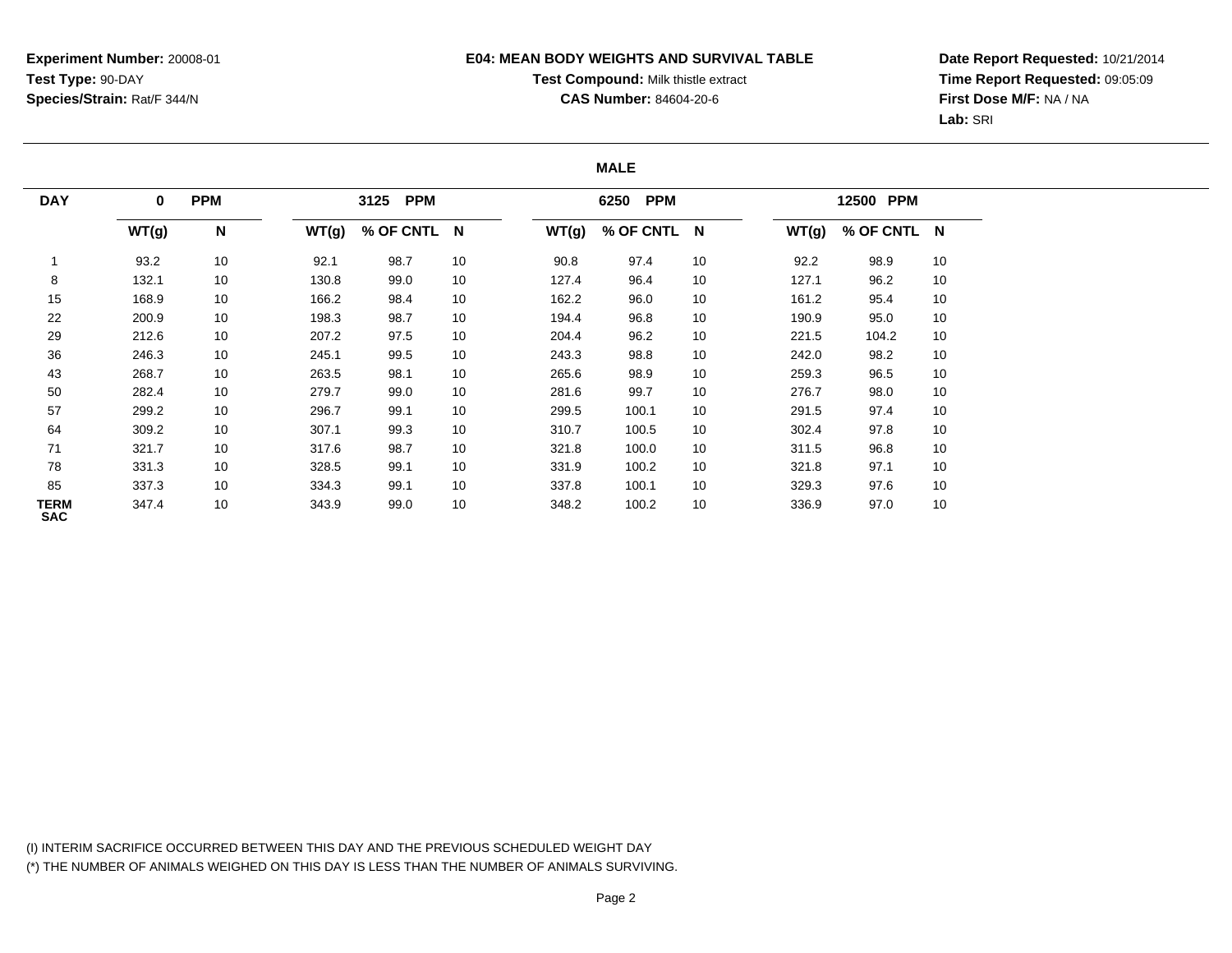**Experiment Number:** 20008-01
**Test Type:** 90-DAY
**Species/Strain:** Rat/F 344/N

**E04: MEAN BODY WEIGHTS AND SURVIVAL TABLE**
**Test Compound:** Milk thistle extract
**CAS Number:** 84604-20-6

**Date Report Requested:** 10/21/2014
**Time Report Requested:** 09:05:09
**First Dose M/F:** NA / NA
**Lab:** SRI

**MALE**

| DAY | 0 PPM | | 3125 PPM | | | 6250 PPM | | | 12500 PPM | | |
|---|---|---|---|---|---|---|---|---|---|---|---|
| | WT(g) | N | WT(g) | % OF CNTL | N | WT(g) | % OF CNTL | N | WT(g) | % OF CNTL | N |
| 1 | 93.2 | 10 | 92.1 | 98.7 | 10 | 90.8 | 97.4 | 10 | 92.2 | 98.9 | 10 |
| 8 | 132.1 | 10 | 130.8 | 99.0 | 10 | 127.4 | 96.4 | 10 | 127.1 | 96.2 | 10 |
| 15 | 168.9 | 10 | 166.2 | 98.4 | 10 | 162.2 | 96.0 | 10 | 161.2 | 95.4 | 10 |
| 22 | 200.9 | 10 | 198.3 | 98.7 | 10 | 194.4 | 96.8 | 10 | 190.9 | 95.0 | 10 |
| 29 | 212.6 | 10 | 207.2 | 97.5 | 10 | 204.4 | 96.2 | 10 | 221.5 | 104.2 | 10 |
| 36 | 246.3 | 10 | 245.1 | 99.5 | 10 | 243.3 | 98.8 | 10 | 242.0 | 98.2 | 10 |
| 43 | 268.7 | 10 | 263.5 | 98.1 | 10 | 265.6 | 98.9 | 10 | 259.3 | 96.5 | 10 |
| 50 | 282.4 | 10 | 279.7 | 99.0 | 10 | 281.6 | 99.7 | 10 | 276.7 | 98.0 | 10 |
| 57 | 299.2 | 10 | 296.7 | 99.1 | 10 | 299.5 | 100.1 | 10 | 291.5 | 97.4 | 10 |
| 64 | 309.2 | 10 | 307.1 | 99.3 | 10 | 310.7 | 100.5 | 10 | 302.4 | 97.8 | 10 |
| 71 | 321.7 | 10 | 317.6 | 98.7 | 10 | 321.8 | 100.0 | 10 | 311.5 | 96.8 | 10 |
| 78 | 331.3 | 10 | 328.5 | 99.1 | 10 | 331.9 | 100.2 | 10 | 321.8 | 97.1 | 10 |
| 85 | 337.3 | 10 | 334.3 | 99.1 | 10 | 337.8 | 100.1 | 10 | 329.3 | 97.6 | 10 |
| TERM SAC | 347.4 | 10 | 343.9 | 99.0 | 10 | 348.2 | 100.2 | 10 | 336.9 | 97.0 | 10 |

(I) INTERIM SACRIFICE OCCURRED BETWEEN THIS DAY AND THE PREVIOUS SCHEDULED WEIGHT DAY
(*) THE NUMBER OF ANIMALS WEIGHED ON THIS DAY IS LESS THAN THE NUMBER OF ANIMALS SURVIVING.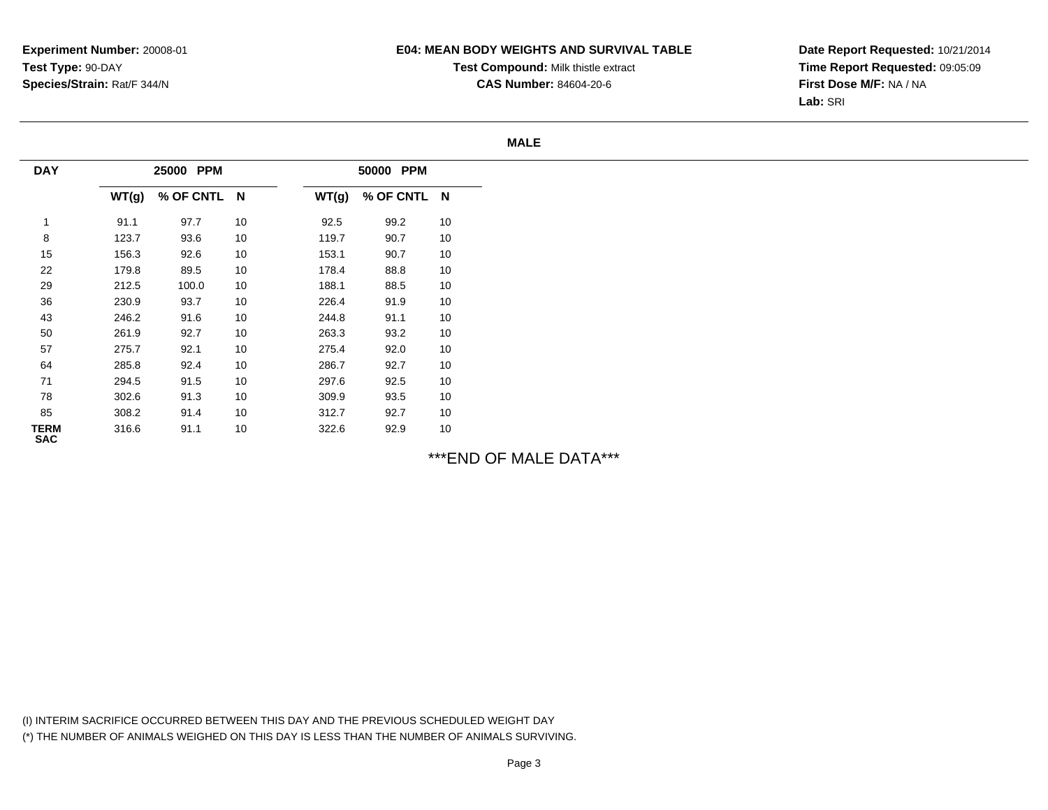**Experiment Number:** 20008-01
**Test Type:** 90-DAY
**Species/Strain:** Rat/F 344/N

**E04: MEAN BODY WEIGHTS AND SURVIVAL TABLE**
**Test Compound:** Milk thistle extract
**CAS Number:** 84604-20-6

**Date Report Requested:** 10/21/2014
**Time Report Requested:** 09:05:09
**First Dose M/F:** NA / NA
**Lab:** SRI

**MALE**

| DAY | 25000 PPM | | | 50000 PPM | | |
|---|---|---|---|---|---|---|
| | WT(g) | % OF CNTL | N | WT(g) | % OF CNTL | N |
| 1 | 91.1 | 97.7 | 10 | 92.5 | 99.2 | 10 |
| 8 | 123.7 | 93.6 | 10 | 119.7 | 90.7 | 10 |
| 15 | 156.3 | 92.6 | 10 | 153.1 | 90.7 | 10 |
| 22 | 179.8 | 89.5 | 10 | 178.4 | 88.8 | 10 |
| 29 | 212.5 | 100.0 | 10 | 188.1 | 88.5 | 10 |
| 36 | 230.9 | 93.7 | 10 | 226.4 | 91.9 | 10 |
| 43 | 246.2 | 91.6 | 10 | 244.8 | 91.1 | 10 |
| 50 | 261.9 | 92.7 | 10 | 263.3 | 93.2 | 10 |
| 57 | 275.7 | 92.1 | 10 | 275.4 | 92.0 | 10 |
| 64 | 285.8 | 92.4 | 10 | 286.7 | 92.7 | 10 |
| 71 | 294.5 | 91.5 | 10 | 297.6 | 92.5 | 10 |
| 78 | 302.6 | 91.3 | 10 | 309.9 | 93.5 | 10 |
| 85 | 308.2 | 91.4 | 10 | 312.7 | 92.7 | 10 |
| TERM SAC | 316.6 | 91.1 | 10 | 322.6 | 92.9 | 10 |

***END OF MALE DATA***

(I) INTERIM SACRIFICE OCCURRED BETWEEN THIS DAY AND THE PREVIOUS SCHEDULED WEIGHT DAY
(*) THE NUMBER OF ANIMALS WEIGHED ON THIS DAY IS LESS THAN THE NUMBER OF ANIMALS SURVIVING.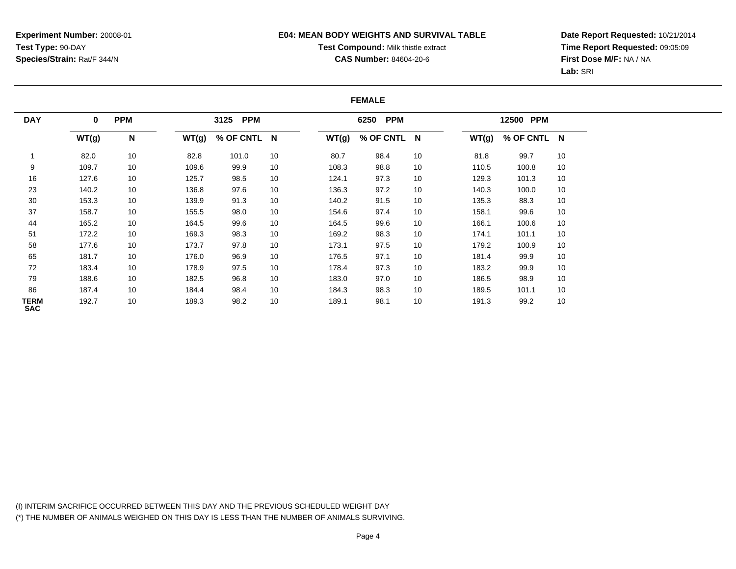**Experiment Number:** 20008-01
**Test Type:** 90-DAY
**Species/Strain:** Rat/F 344/N

**E04: MEAN BODY WEIGHTS AND SURVIVAL TABLE**
**Test Compound:** Milk thistle extract
**CAS Number:** 84604-20-6

**Date Report Requested:** 10/21/2014
**Time Report Requested:** 09:05:09
**First Dose M/F:** NA / NA
**Lab:** SRI

**FEMALE**

| DAY | 0 PPM | | 3125 PPM | | | 6250 PPM | | | 12500 PPM | | |
|---|---|---|---|---|---|---|---|---|---|---|---|
| | WT(g) | N | WT(g) | % OF CNTL | N | WT(g) | % OF CNTL | N | WT(g) | % OF CNTL | N |
| 1 | 82.0 | 10 | 82.8 | 101.0 | 10 | 80.7 | 98.4 | 10 | 81.8 | 99.7 | 10 |
| 9 | 109.7 | 10 | 109.6 | 99.9 | 10 | 108.3 | 98.8 | 10 | 110.5 | 100.8 | 10 |
| 16 | 127.6 | 10 | 125.7 | 98.5 | 10 | 124.1 | 97.3 | 10 | 129.3 | 101.3 | 10 |
| 23 | 140.2 | 10 | 136.8 | 97.6 | 10 | 136.3 | 97.2 | 10 | 140.3 | 100.0 | 10 |
| 30 | 153.3 | 10 | 139.9 | 91.3 | 10 | 140.2 | 91.5 | 10 | 135.3 | 88.3 | 10 |
| 37 | 158.7 | 10 | 155.5 | 98.0 | 10 | 154.6 | 97.4 | 10 | 158.1 | 99.6 | 10 |
| 44 | 165.2 | 10 | 164.5 | 99.6 | 10 | 164.5 | 99.6 | 10 | 166.1 | 100.6 | 10 |
| 51 | 172.2 | 10 | 169.3 | 98.3 | 10 | 169.2 | 98.3 | 10 | 174.1 | 101.1 | 10 |
| 58 | 177.6 | 10 | 173.7 | 97.8 | 10 | 173.1 | 97.5 | 10 | 179.2 | 100.9 | 10 |
| 65 | 181.7 | 10 | 176.0 | 96.9 | 10 | 176.5 | 97.1 | 10 | 181.4 | 99.9 | 10 |
| 72 | 183.4 | 10 | 178.9 | 97.5 | 10 | 178.4 | 97.3 | 10 | 183.2 | 99.9 | 10 |
| 79 | 188.6 | 10 | 182.5 | 96.8 | 10 | 183.0 | 97.0 | 10 | 186.5 | 98.9 | 10 |
| 86 | 187.4 | 10 | 184.4 | 98.4 | 10 | 184.3 | 98.3 | 10 | 189.5 | 101.1 | 10 |
| TERM SAC | 192.7 | 10 | 189.3 | 98.2 | 10 | 189.1 | 98.1 | 10 | 191.3 | 99.2 | 10 |

(I) INTERIM SACRIFICE OCCURRED BETWEEN THIS DAY AND THE PREVIOUS SCHEDULED WEIGHT DAY
(*) THE NUMBER OF ANIMALS WEIGHED ON THIS DAY IS LESS THAN THE NUMBER OF ANIMALS SURVIVING.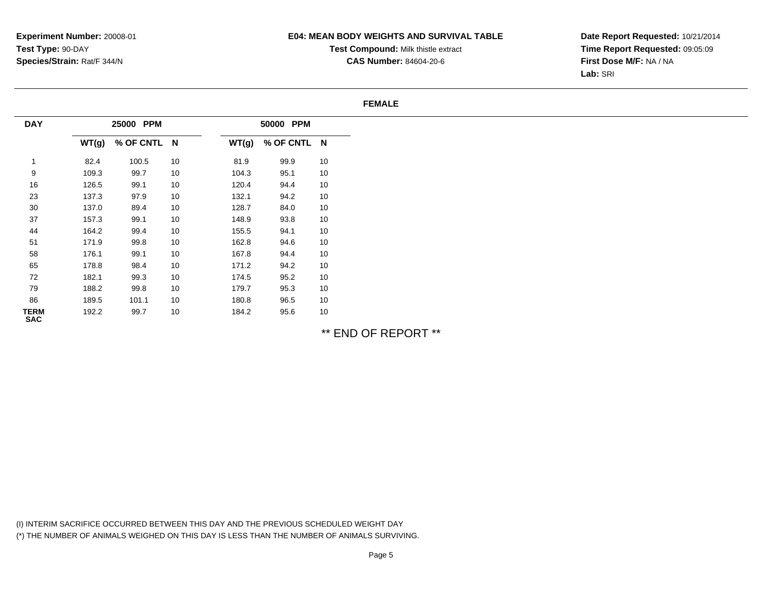**Experiment Number:** 20008-01
**Test Type:** 90-DAY
**Species/Strain:** Rat/F 344/N

**E04: MEAN BODY WEIGHTS AND SURVIVAL TABLE**
**Test Compound:** Milk thistle extract
**CAS Number:** 84604-20-6

**Date Report Requested:** 10/21/2014
**Time Report Requested:** 09:05:09
**First Dose M/F:** NA / NA
**Lab:** SRI

**FEMALE**

| DAY | 25000 PPM | | | 50000 PPM | | |
|---|---|---|---|---|---|---|
| | WT(g) | % OF CNTL | N | WT(g) | % OF CNTL | N |
| 1 | 82.4 | 100.5 | 10 | 81.9 | 99.9 | 10 |
| 9 | 109.3 | 99.7 | 10 | 104.3 | 95.1 | 10 |
| 16 | 126.5 | 99.1 | 10 | 120.4 | 94.4 | 10 |
| 23 | 137.3 | 97.9 | 10 | 132.1 | 94.2 | 10 |
| 30 | 137.0 | 89.4 | 10 | 128.7 | 84.0 | 10 |
| 37 | 157.3 | 99.1 | 10 | 148.9 | 93.8 | 10 |
| 44 | 164.2 | 99.4 | 10 | 155.5 | 94.1 | 10 |
| 51 | 171.9 | 99.8 | 10 | 162.8 | 94.6 | 10 |
| 58 | 176.1 | 99.1 | 10 | 167.8 | 94.4 | 10 |
| 65 | 178.8 | 98.4 | 10 | 171.2 | 94.2 | 10 |
| 72 | 182.1 | 99.3 | 10 | 174.5 | 95.2 | 10 |
| 79 | 188.2 | 99.8 | 10 | 179.7 | 95.3 | 10 |
| 86 | 189.5 | 101.1 | 10 | 180.8 | 96.5 | 10 |
| TERM SAC | 192.2 | 99.7 | 10 | 184.2 | 95.6 | 10 |

** END OF REPORT **

(I) INTERIM SACRIFICE OCCURRED BETWEEN THIS DAY AND THE PREVIOUS SCHEDULED WEIGHT DAY
(*) THE NUMBER OF ANIMALS WEIGHED ON THIS DAY IS LESS THAN THE NUMBER OF ANIMALS SURVIVING.